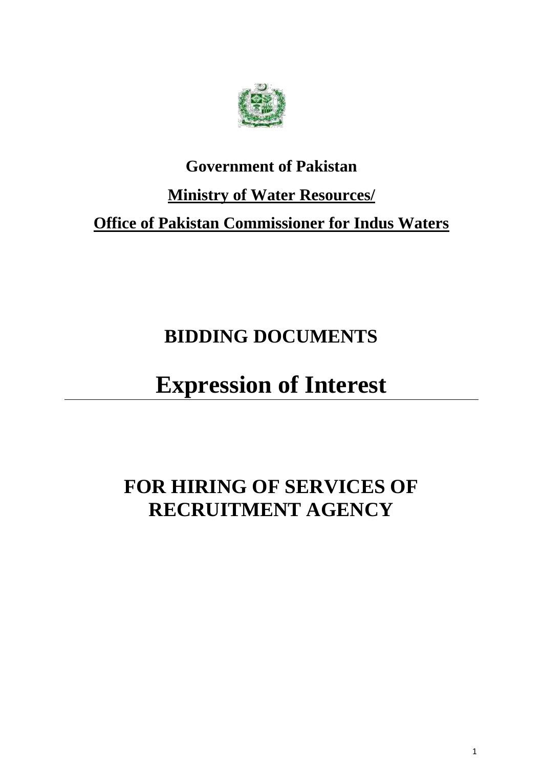**Government of Pakistan**

**Ministry of Water Resources/**

**Office of Pakistan Commissioner for Indus Waters**

# BIDDING DOCUMENTS

# Expression of Interest

# FOR HIRING OF SERVICES OF RECRUITMENT AGENCY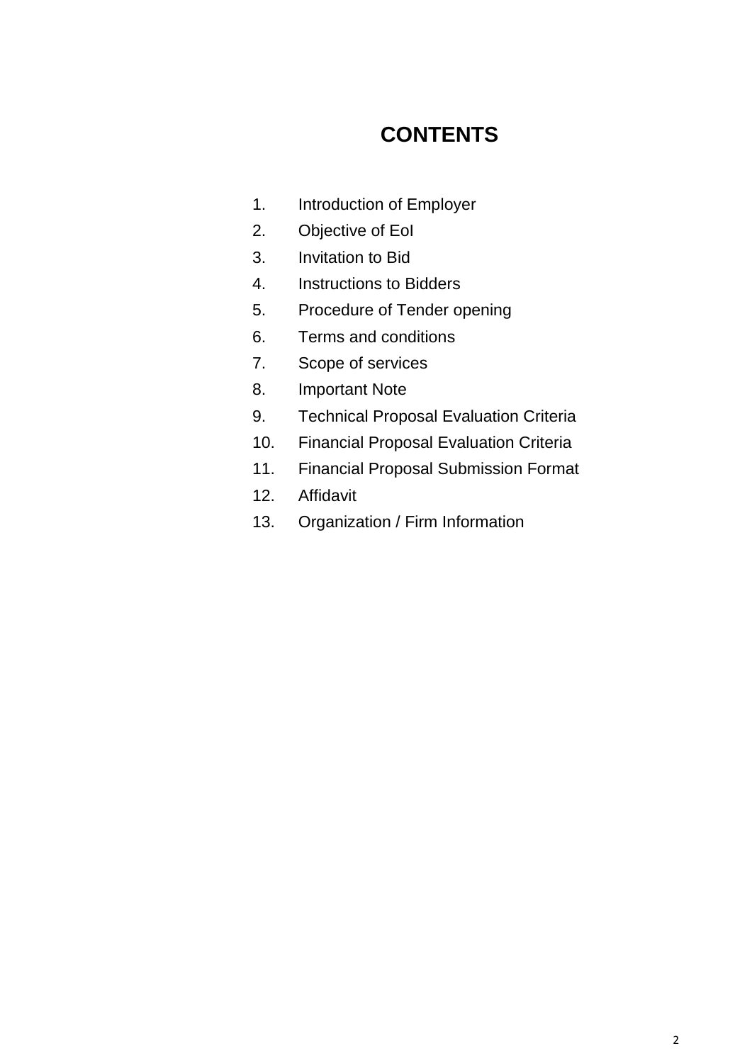# CONTENTS

1. Introduction of Employer
2. Objective of EoI
3. Invitation to Bid
4. Instructions to Bidders
5. Procedure of Tender opening
6. Terms and conditions
7. Scope of services
8. Important Note
9. Technical Proposal Evaluation Criteria
10. Financial Proposal Evaluation Criteria
11. Financial Proposal Submission Format
12. Affidavit
13. Organization / Firm Information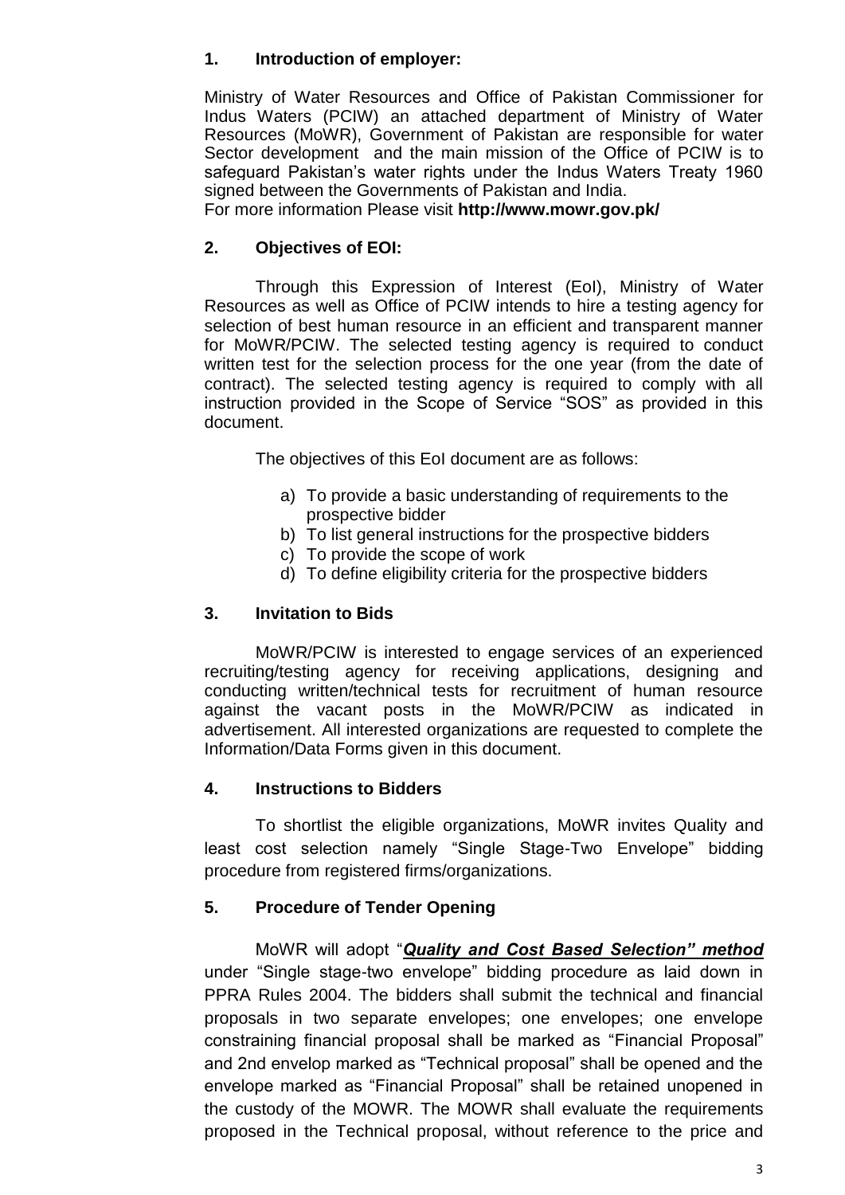## 1. Introduction of employer:

Ministry of Water Resources and Office of Pakistan Commissioner for Indus Waters (PCIW) an attached department of Ministry of Water Resources (MoWR), Government of Pakistan are responsible for water Sector development and the main mission of the Office of PCIW is to safeguard Pakistan's water rights under the Indus Waters Treaty 1960 signed between the Governments of Pakistan and India.
For more information Please visit **http://www.mowr.gov.pk/**

## 2. Objectives of EOI:

Through this Expression of Interest (EoI), Ministry of Water Resources as well as Office of PCIW intends to hire a testing agency for selection of best human resource in an efficient and transparent manner for MoWR/PCIW. The selected testing agency is required to conduct written test for the selection process for the one year (from the date of contract). The selected testing agency is required to comply with all instruction provided in the Scope of Service "SOS" as provided in this document.

The objectives of this EoI document are as follows:

a) To provide a basic understanding of requirements to the prospective bidder
b) To list general instructions for the prospective bidders
c) To provide the scope of work
d) To define eligibility criteria for the prospective bidders

## 3. Invitation to Bids

MoWR/PCIW is interested to engage services of an experienced recruiting/testing agency for receiving applications, designing and conducting written/technical tests for recruitment of human resource against the vacant posts in the MoWR/PCIW as indicated in advertisement. All interested organizations are requested to complete the Information/Data Forms given in this document.

## 4. Instructions to Bidders

To shortlist the eligible organizations, MoWR invites Quality and least cost selection namely "Single Stage-Two Envelope" bidding procedure from registered firms/organizations.

## 5. Procedure of Tender Opening

MoWR will adopt "***Quality and Cost Based Selection" method*** under "Single stage-two envelope" bidding procedure as laid down in PPRA Rules 2004. The bidders shall submit the technical and financial proposals in two separate envelopes; one envelopes; one envelope constraining financial proposal shall be marked as "Financial Proposal" and 2nd envelop marked as "Technical proposal" shall be opened and the envelope marked as "Financial Proposal" shall be retained unopened in the custody of the MOWR. The MOWR shall evaluate the requirements proposed in the Technical proposal, without reference to the price and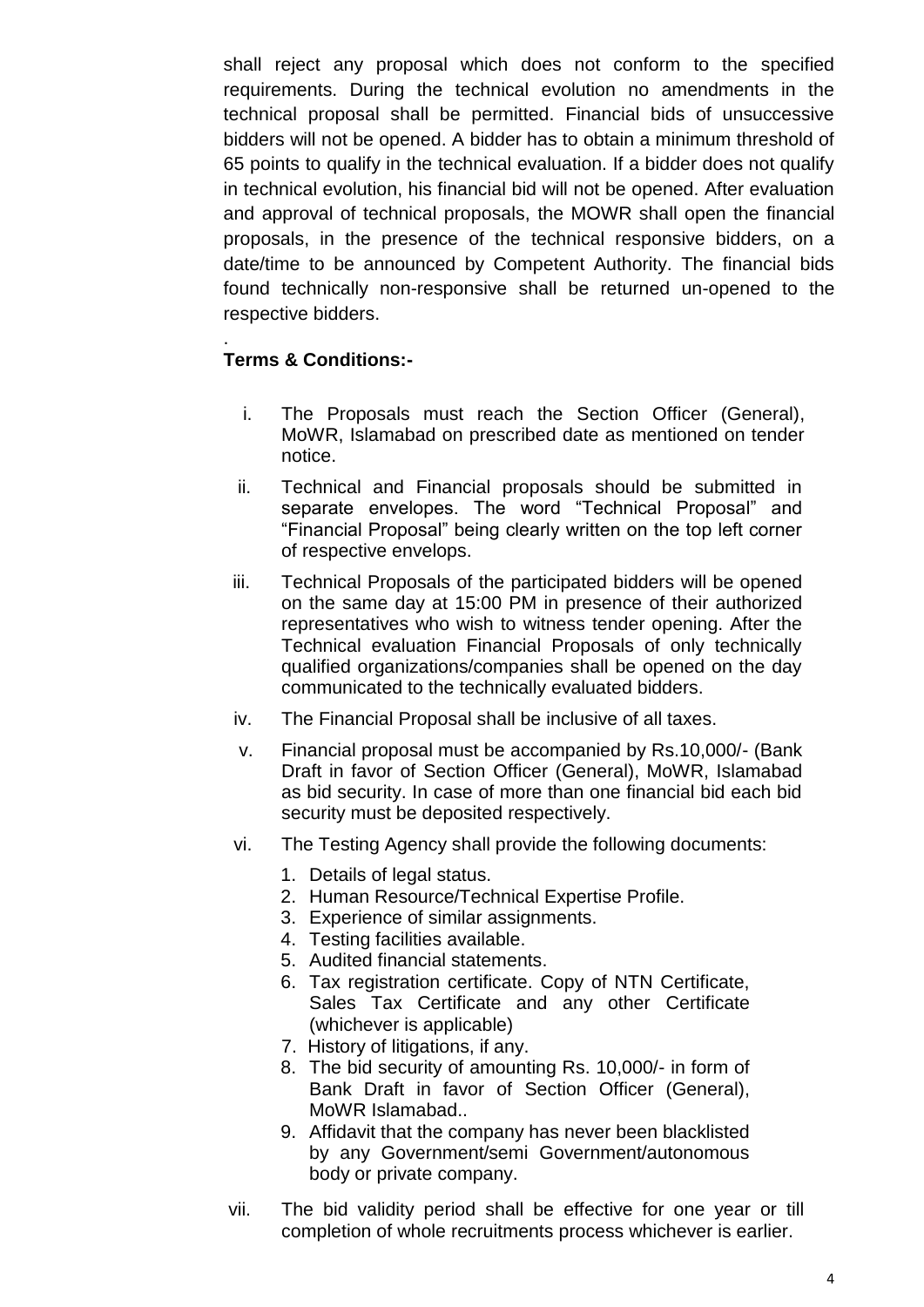shall reject any proposal which does not conform to the specified requirements. During the technical evolution no amendments in the technical proposal shall be permitted. Financial bids of unsuccessive bidders will not be opened. A bidder has to obtain a minimum threshold of 65 points to qualify in the technical evaluation. If a bidder does not qualify in technical evolution, his financial bid will not be opened. After evaluation and approval of technical proposals, the MOWR shall open the financial proposals, in the presence of the technical responsive bidders, on a date/time to be announced by Competent Authority. The financial bids found technically non-responsive shall be returned un-opened to the respective bidders.

.

**Terms & Conditions:-**

i. The Proposals must reach the Section Officer (General), MoWR, Islamabad on prescribed date as mentioned on tender notice.

ii. Technical and Financial proposals should be submitted in separate envelopes. The word "Technical Proposal" and "Financial Proposal" being clearly written on the top left corner of respective envelops.

iii. Technical Proposals of the participated bidders will be opened on the same day at 15:00 PM in presence of their authorized representatives who wish to witness tender opening. After the Technical evaluation Financial Proposals of only technically qualified organizations/companies shall be opened on the day communicated to the technically evaluated bidders.

iv. The Financial Proposal shall be inclusive of all taxes.

v. Financial proposal must be accompanied by Rs.10,000/- (Bank Draft in favor of Section Officer (General), MoWR, Islamabad as bid security. In case of more than one financial bid each bid security must be deposited respectively.

vi. The Testing Agency shall provide the following documents:

   1. Details of legal status.
   2. Human Resource/Technical Expertise Profile.
   3. Experience of similar assignments.
   4. Testing facilities available.
   5. Audited financial statements.
   6. Tax registration certificate. Copy of NTN Certificate, Sales Tax Certificate and any other Certificate (whichever is applicable)
   7. History of litigations, if any.
   8. The bid security of amounting Rs. 10,000/- in form of Bank Draft in favor of Section Officer (General), MoWR Islamabad..
   9. Affidavit that the company has never been blacklisted by any Government/semi Government/autonomous body or private company.

vii. The bid validity period shall be effective for one year or till completion of whole recruitments process whichever is earlier.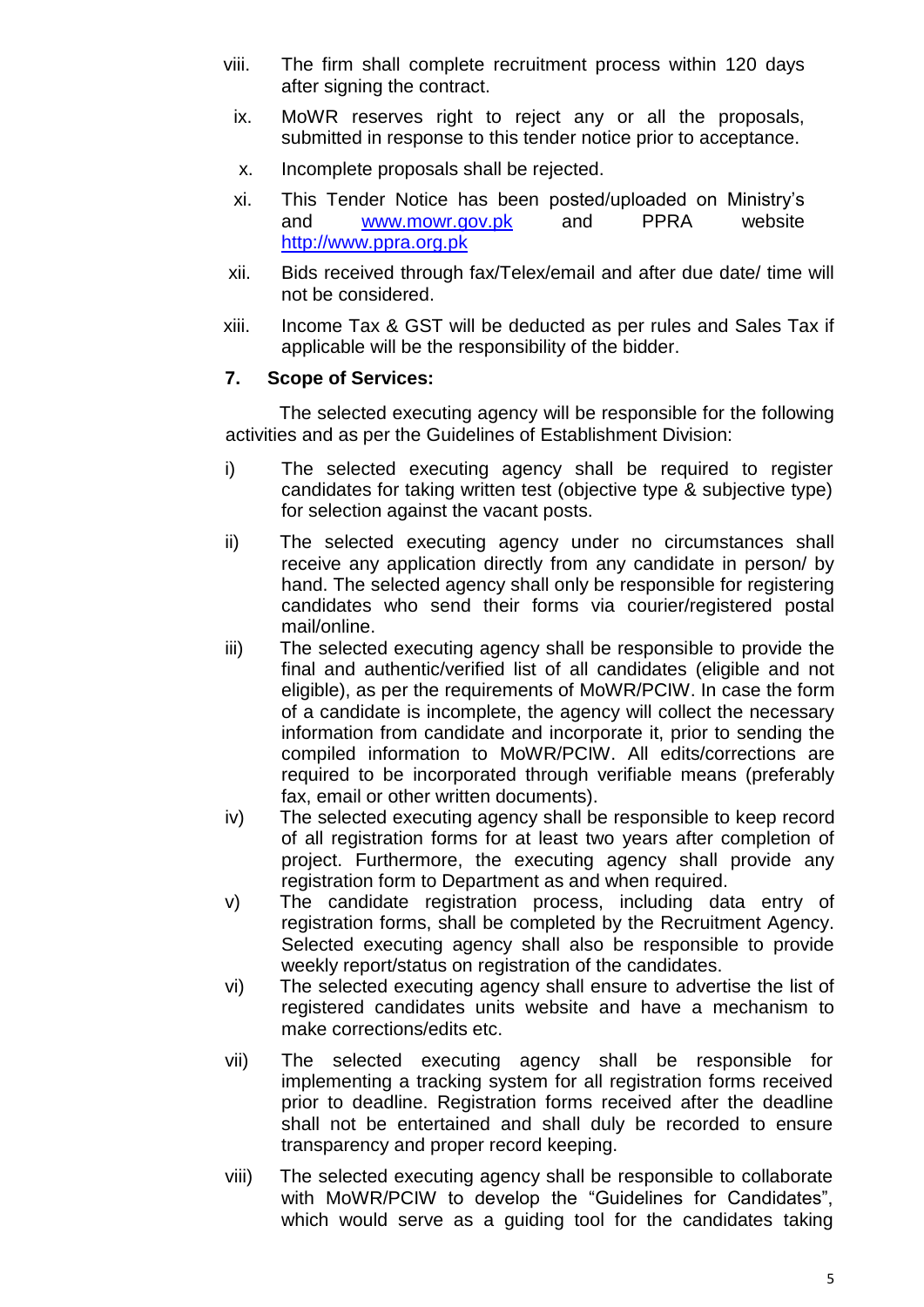viii. The firm shall complete recruitment process within 120 days after signing the contract.

ix. MoWR reserves right to reject any or all the proposals, submitted in response to this tender notice prior to acceptance.

x. Incomplete proposals shall be rejected.

xi. This Tender Notice has been posted/uploaded on Ministry's and www.mowr.gov.pk and PPRA website http://www.ppra.org.pk

xii. Bids received through fax/Telex/email and after due date/ time will not be considered.

xiii. Income Tax & GST will be deducted as per rules and Sales Tax if applicable will be the responsibility of the bidder.

**7. Scope of Services:**

The selected executing agency will be responsible for the following activities and as per the Guidelines of Establishment Division:

i) The selected executing agency shall be required to register candidates for taking written test (objective type & subjective type) for selection against the vacant posts.

ii) The selected executing agency under no circumstances shall receive any application directly from any candidate in person/ by hand. The selected agency shall only be responsible for registering candidates who send their forms via courier/registered postal mail/online.

iii) The selected executing agency shall be responsible to provide the final and authentic/verified list of all candidates (eligible and not eligible), as per the requirements of MoWR/PCIW. In case the form of a candidate is incomplete, the agency will collect the necessary information from candidate and incorporate it, prior to sending the compiled information to MoWR/PCIW. All edits/corrections are required to be incorporated through verifiable means (preferably fax, email or other written documents).

iv) The selected executing agency shall be responsible to keep record of all registration forms for at least two years after completion of project. Furthermore, the executing agency shall provide any registration form to Department as and when required.

v) The candidate registration process, including data entry of registration forms, shall be completed by the Recruitment Agency. Selected executing agency shall also be responsible to provide weekly report/status on registration of the candidates.

vi) The selected executing agency shall ensure to advertise the list of registered candidates units website and have a mechanism to make corrections/edits etc.

vii) The selected executing agency shall be responsible for implementing a tracking system for all registration forms received prior to deadline. Registration forms received after the deadline shall not be entertained and shall duly be recorded to ensure transparency and proper record keeping.

viii) The selected executing agency shall be responsible to collaborate with MoWR/PCIW to develop the "Guidelines for Candidates", which would serve as a guiding tool for the candidates taking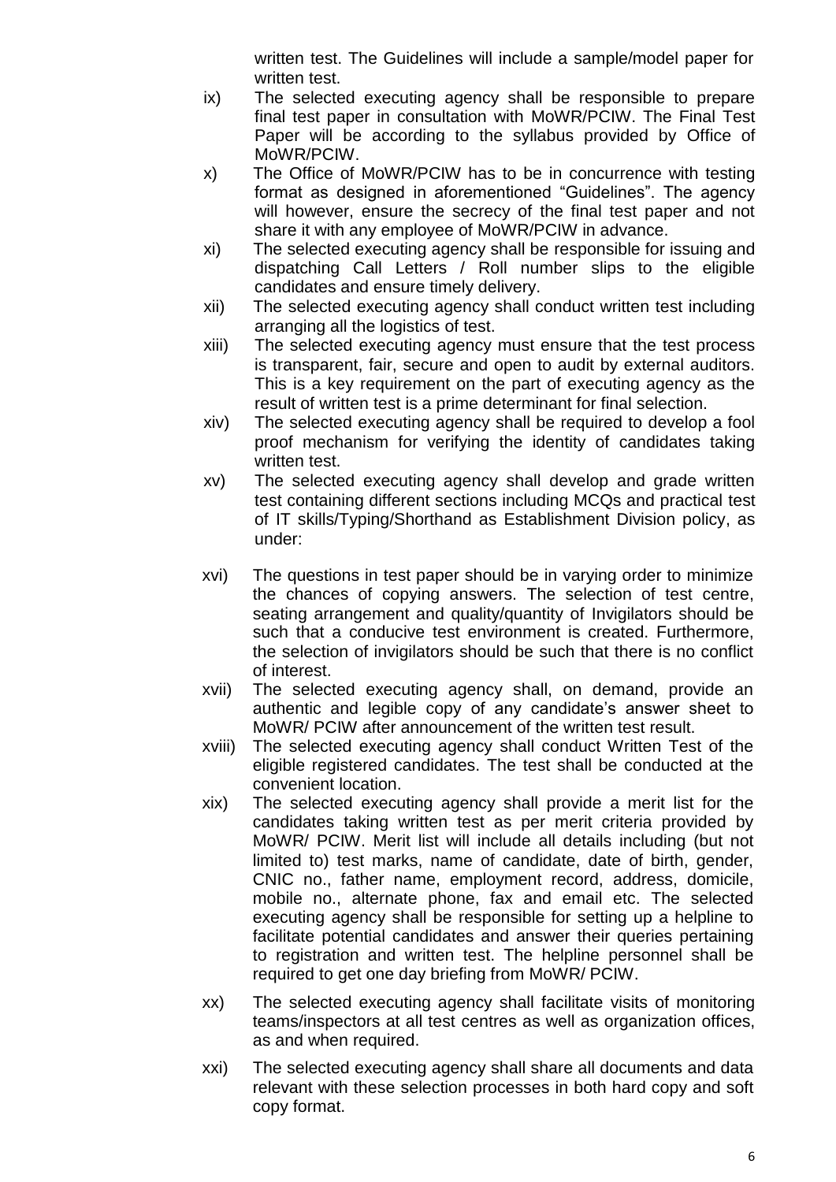written test. The Guidelines will include a sample/model paper for written test.

ix) The selected executing agency shall be responsible to prepare final test paper in consultation with MoWR/PCIW. The Final Test Paper will be according to the syllabus provided by Office of MoWR/PCIW.

x) The Office of MoWR/PCIW has to be in concurrence with testing format as designed in aforementioned "Guidelines". The agency will however, ensure the secrecy of the final test paper and not share it with any employee of MoWR/PCIW in advance.

xi) The selected executing agency shall be responsible for issuing and dispatching Call Letters / Roll number slips to the eligible candidates and ensure timely delivery.

xii) The selected executing agency shall conduct written test including arranging all the logistics of test.

xiii) The selected executing agency must ensure that the test process is transparent, fair, secure and open to audit by external auditors. This is a key requirement on the part of executing agency as the result of written test is a prime determinant for final selection.

xiv) The selected executing agency shall be required to develop a fool proof mechanism for verifying the identity of candidates taking written test.

xv) The selected executing agency shall develop and grade written test containing different sections including MCQs and practical test of IT skills/Typing/Shorthand as Establishment Division policy, as under:

xvi) The questions in test paper should be in varying order to minimize the chances of copying answers. The selection of test centre, seating arrangement and quality/quantity of Invigilators should be such that a conducive test environment is created. Furthermore, the selection of invigilators should be such that there is no conflict of interest.

xvii) The selected executing agency shall, on demand, provide an authentic and legible copy of any candidate's answer sheet to MoWR/ PCIW after announcement of the written test result.

xviii) The selected executing agency shall conduct Written Test of the eligible registered candidates. The test shall be conducted at the convenient location.

xix) The selected executing agency shall provide a merit list for the candidates taking written test as per merit criteria provided by MoWR/ PCIW. Merit list will include all details including (but not limited to) test marks, name of candidate, date of birth, gender, CNIC no., father name, employment record, address, domicile, mobile no., alternate phone, fax and email etc. The selected executing agency shall be responsible for setting up a helpline to facilitate potential candidates and answer their queries pertaining to registration and written test. The helpline personnel shall be required to get one day briefing from MoWR/ PCIW.

xx) The selected executing agency shall facilitate visits of monitoring teams/inspectors at all test centres as well as organization offices, as and when required.

xxi) The selected executing agency shall share all documents and data relevant with these selection processes in both hard copy and soft copy format.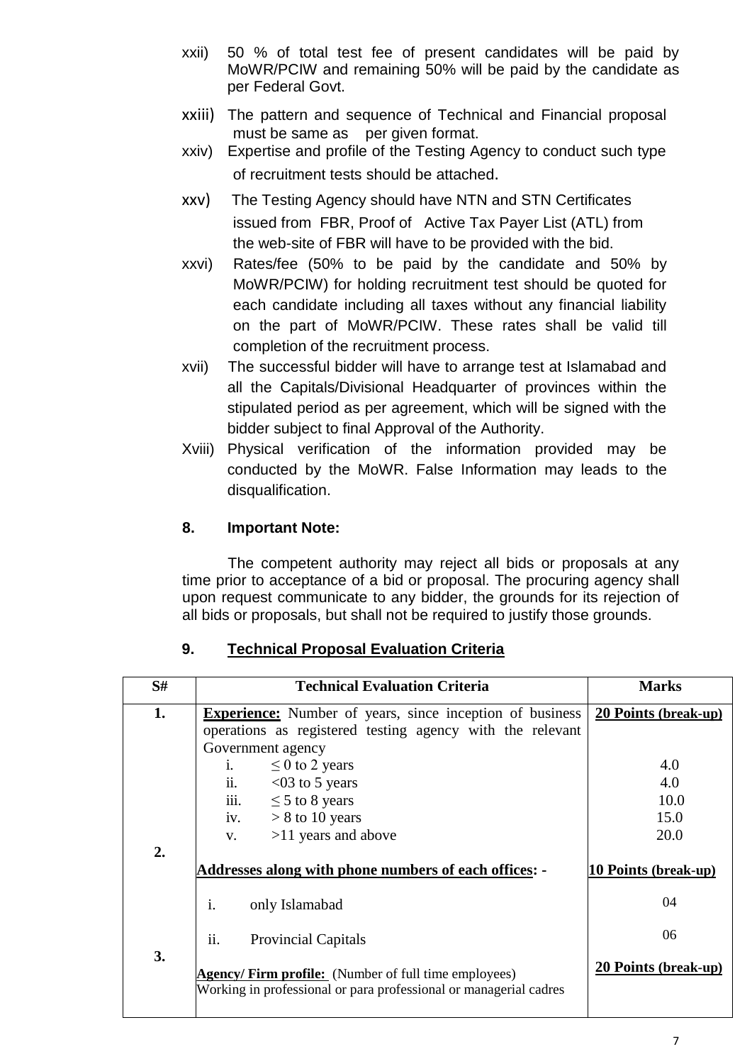xxii) 50 % of total test fee of present candidates will be paid by MoWR/PCIW and remaining 50% will be paid by the candidate as per Federal Govt.

xxiii) The pattern and sequence of Technical and Financial proposal must be same as per given format.

xxiv) Expertise and profile of the Testing Agency to conduct such type of recruitment tests should be attached.

xxv) The Testing Agency should have NTN and STN Certificates issued from FBR, Proof of Active Tax Payer List (ATL) from the web-site of FBR will have to be provided with the bid.

xxvi) Rates/fee (50% to be paid by the candidate and 50% by MoWR/PCIW) for holding recruitment test should be quoted for each candidate including all taxes without any financial liability on the part of MoWR/PCIW. These rates shall be valid till completion of the recruitment process.

xvii) The successful bidder will have to arrange test at Islamabad and all the Capitals/Divisional Headquarter of provinces within the stipulated period as per agreement, which will be signed with the bidder subject to final Approval of the Authority.

Xviii) Physical verification of the information provided may be conducted by the MoWR. False Information may leads to the disqualification.

## 8. Important Note:

The competent authority may reject all bids or proposals at any time prior to acceptance of a bid or proposal. The procuring agency shall upon request communicate to any bidder, the grounds for its rejection of all bids or proposals, but shall not be required to justify those grounds.

## 9. Technical Proposal Evaluation Criteria

| S# | Technical Evaluation Criteria | Marks |
|---|---|---|
| 1. | **Experience:** Number of years, since inception of business operations as registered testing agency with the relevant Government agency | **20 Points (break-up)** |
| | i. ≤ 0 to 2 years | 4.0 |
| | ii. <03 to 5 years | 4.0 |
| | iii. ≤ 5 to 8 years | 10.0 |
| | iv. > 8 to 10 years | 15.0 |
| | v. >11 years and above | 20.0 |
| 2. | **Addresses along with phone numbers of each offices: -** | **10 Points (break-up)** |
| | i. only Islamabad | 04 |
| | ii. Provincial Capitals | 06 |
| 3. | **Agency/ Firm profile:** (Number of full time employees) Working in professional or para professional or managerial cadres | **20 Points (break-up)** |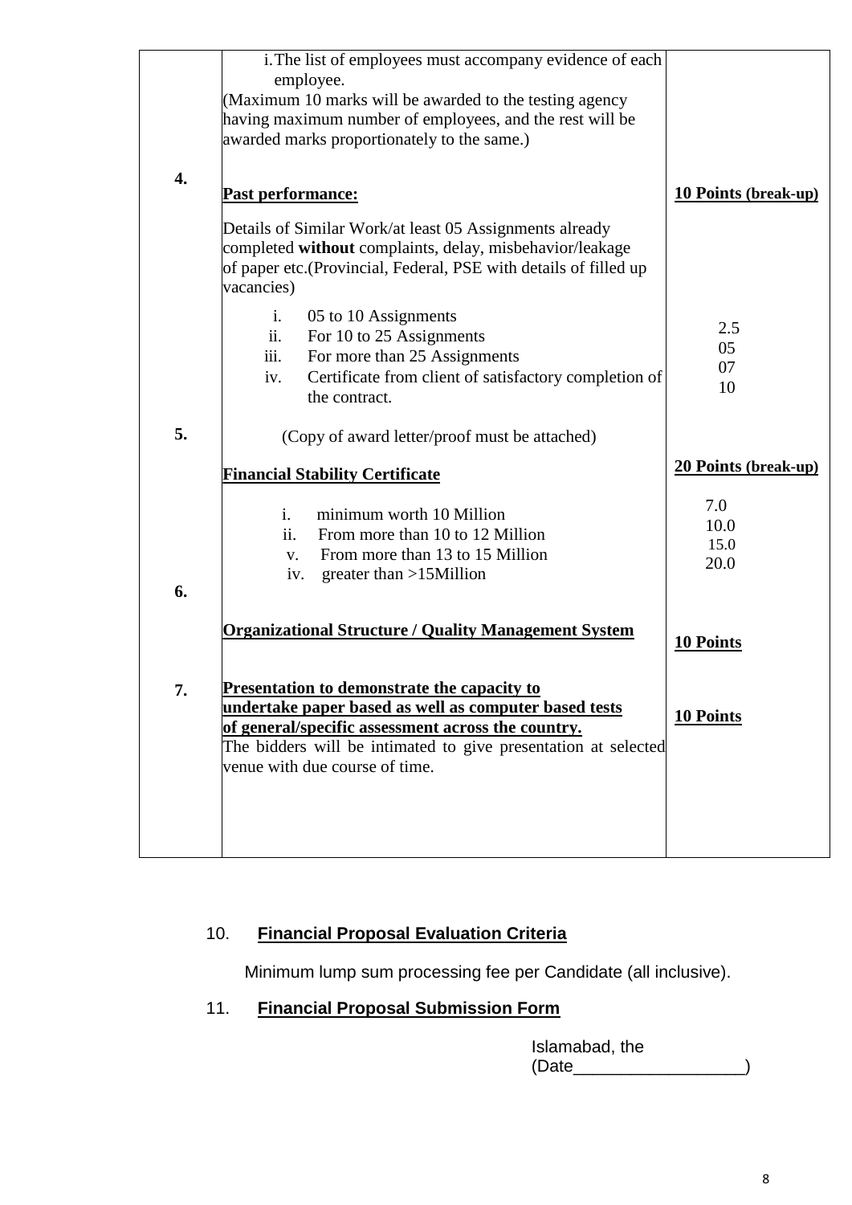| | | |
|---|---|---|
| | i. The list of employees must accompany evidence of each employee.<br>(Maximum 10 marks will be awarded to the testing agency having maximum number of employees, and the rest will be awarded marks proportionately to the same.) | |
| **4.** | **Past performance:**<br><br>Details of Similar Work/at least 05 Assignments already completed **without** complaints, delay, misbehavior/leakage of paper etc.(Provincial, Federal, PSE with details of filled up vacancies)<br><br>i. 05 to 10 Assignments<br>ii. For 10 to 25 Assignments<br>iii. For more than 25 Assignments<br>iv. Certificate from client of satisfactory completion of the contract.<br><br>(Copy of award letter/proof must be attached) | **10 Points (break-up)**<br><br>2.5<br>05<br>07<br>10 |
| **5.** | **Financial Stability Certificate**<br><br>i. minimum worth 10 Million<br>ii. From more than 10 to 12 Million<br>v. From more than 13 to 15 Million<br>iv. greater than >15Million | **20 Points (break-up)**<br><br>7.0<br>10.0<br>15.0<br>20.0 |
| **6.** | **Organizational Structure / Quality Management System** | **10 Points** |
| **7.** | **Presentation to demonstrate the capacity to undertake paper based as well as computer based tests of general/specific assessment across the country.**<br>The bidders will be intimated to give presentation at selected venue with due course of time. | **10 Points** |

10. **Financial Proposal Evaluation Criteria**

Minimum lump sum processing fee per Candidate (all inclusive).

11. **Financial Proposal Submission Form**

Islamabad, the (Date__________________)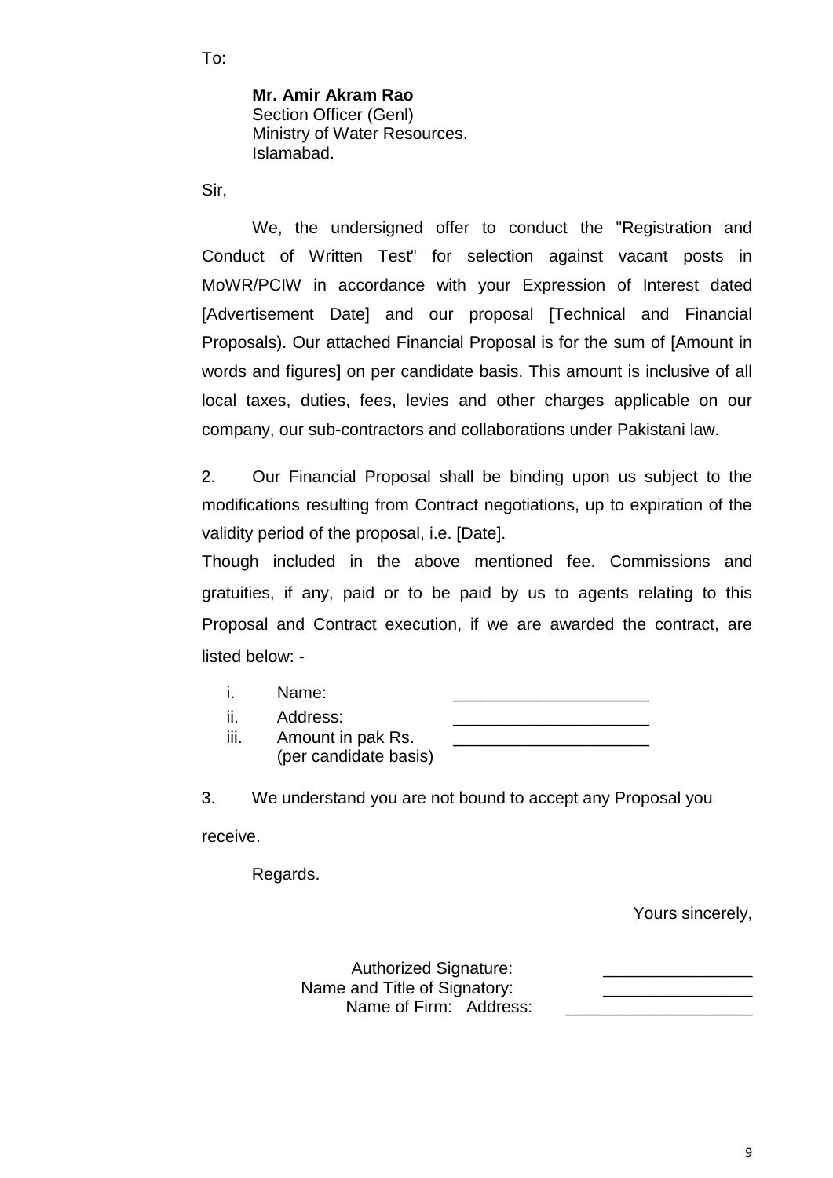To:

**Mr. Amir Akram Rao**
Section Officer (Genl)
Ministry of Water Resources.
Islamabad.

Sir,

We, the undersigned offer to conduct the "Registration and Conduct of Written Test" for selection against vacant posts in MoWR/PCIW in accordance with your Expression of Interest dated [Advertisement Date] and our proposal [Technical and Financial Proposals). Our attached Financial Proposal is for the sum of [Amount in words and figures] on per candidate basis. This amount is inclusive of all local taxes, duties, fees, levies and other charges applicable on our company, our sub-contractors and collaborations under Pakistani law.

2. Our Financial Proposal shall be binding upon us subject to the modifications resulting from Contract negotiations, up to expiration of the validity period of the proposal, i.e. [Date].

Though included in the above mentioned fee. Commissions and gratuities, if any, paid or to be paid by us to agents relating to this Proposal and Contract execution, if we are awarded the contract, are listed below: -

i. Name: _____________________
ii. Address: _____________________
iii. Amount in pak Rs. (per candidate basis) _____________________

3. We understand you are not bound to accept any Proposal you receive.

Regards.

Yours sincerely,

Authorized Signature: ________________
Name and Title of Signatory: ________________
Name of Firm: Address: ____________________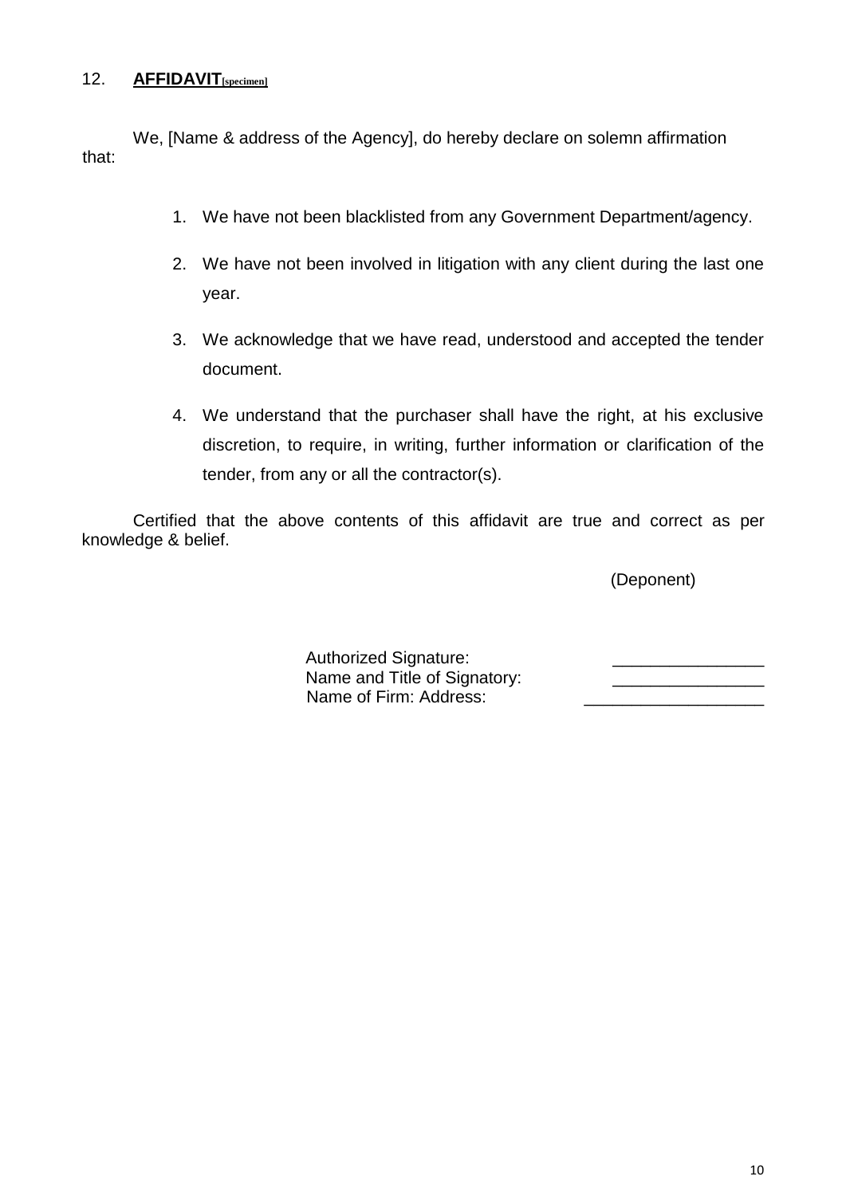## 12. **AFFIDAVIT**[specimen]

We, [Name & address of the Agency], do hereby declare on solemn affirmation that:

1. We have not been blacklisted from any Government Department/agency.
2. We have not been involved in litigation with any client during the last one year.
3. We acknowledge that we have read, understood and accepted the tender document.
4. We understand that the purchaser shall have the right, at his exclusive discretion, to require, in writing, further information or clarification of the tender, from any or all the contractor(s).

Certified that the above contents of this affidavit are true and correct as per knowledge & belief.

(Deponent)

Authorized Signature: ________________

Name and Title of Signatory: ________________

Name of Firm: Address: ___________________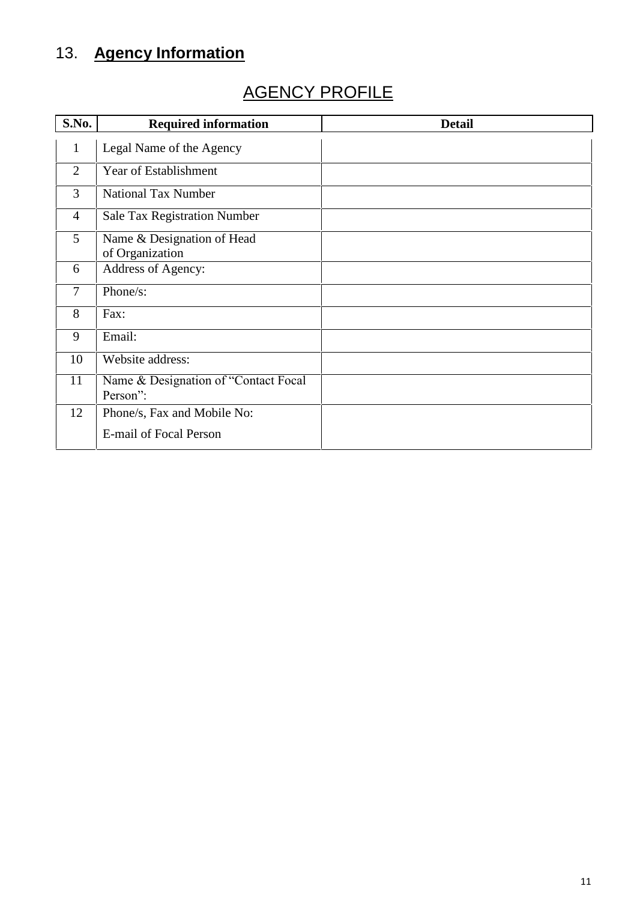## 13. **Agency Information**

# AGENCY PROFILE

| S.No. | Required information | Detail |
|---|---|---|
| 1 | Legal Name of the Agency | |
| 2 | Year of Establishment | |
| 3 | National Tax Number | |
| 4 | Sale Tax Registration Number | |
| 5 | Name & Designation of Head of Organization | |
| 6 | Address of Agency: | |
| 7 | Phone/s: | |
| 8 | Fax: | |
| 9 | Email: | |
| 10 | Website address: | |
| 11 | Name & Designation of "Contact Focal Person": | |
| 12 | Phone/s, Fax and Mobile No:<br>E-mail of Focal Person | |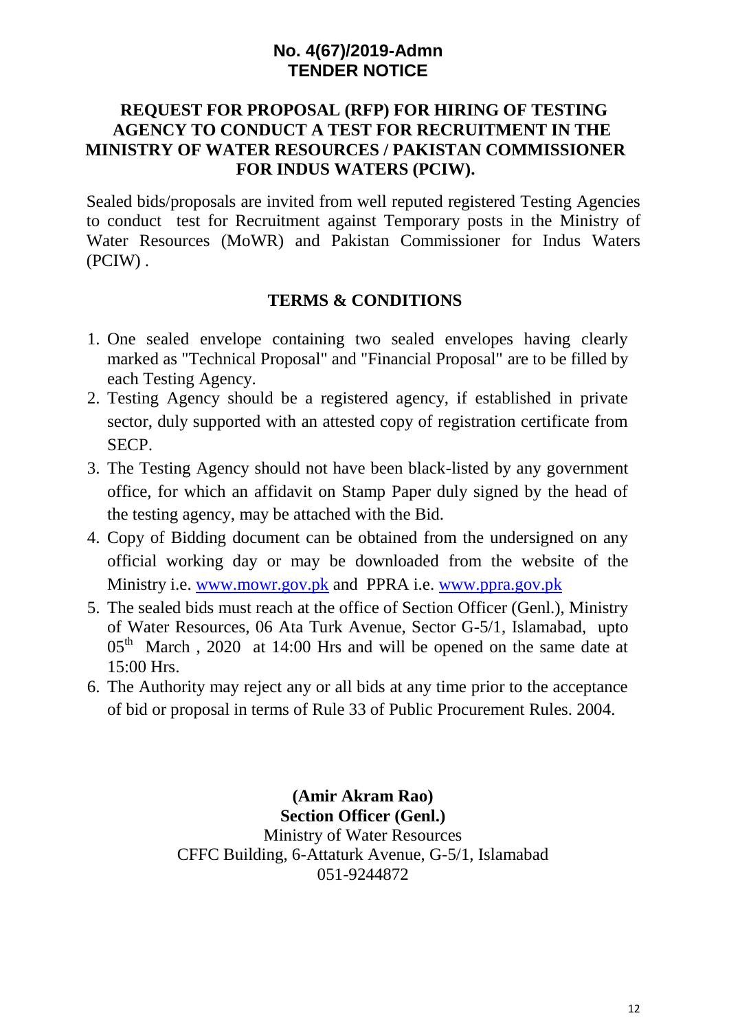**No. 4(67)/2019-Admn**
**TENDER NOTICE**

## REQUEST FOR PROPOSAL (RFP) FOR HIRING OF TESTING AGENCY TO CONDUCT A TEST FOR RECRUITMENT IN THE MINISTRY OF WATER RESOURCES / PAKISTAN COMMISSIONER FOR INDUS WATERS (PCIW).

Sealed bids/proposals are invited from well reputed registered Testing Agencies to conduct test for Recruitment against Temporary posts in the Ministry of Water Resources (MoWR) and Pakistan Commissioner for Indus Waters (PCIW) .

### TERMS & CONDITIONS

1. One sealed envelope containing two sealed envelopes having clearly marked as "Technical Proposal" and "Financial Proposal" are to be filled by each Testing Agency.
2. Testing Agency should be a registered agency, if established in private sector, duly supported with an attested copy of registration certificate from SECP.
3. The Testing Agency should not have been black-listed by any government office, for which an affidavit on Stamp Paper duly signed by the head of the testing agency, may be attached with the Bid.
4. Copy of Bidding document can be obtained from the undersigned on any official working day or may be downloaded from the website of the Ministry i.e. www.mowr.gov.pk and PPRA i.e. www.ppra.gov.pk
5. The sealed bids must reach at the office of Section Officer (Genl.), Ministry of Water Resources, 06 Ata Turk Avenue, Sector G-5/1, Islamabad, upto 05th March , 2020 at 14:00 Hrs and will be opened on the same date at 15:00 Hrs.
6. The Authority may reject any or all bids at any time prior to the acceptance of bid or proposal in terms of Rule 33 of Public Procurement Rules. 2004.

**(Amir Akram Rao)**
**Section Officer (Genl.)**
Ministry of Water Resources
CFFC Building, 6-Attaturk Avenue, G-5/1, Islamabad
051-9244872